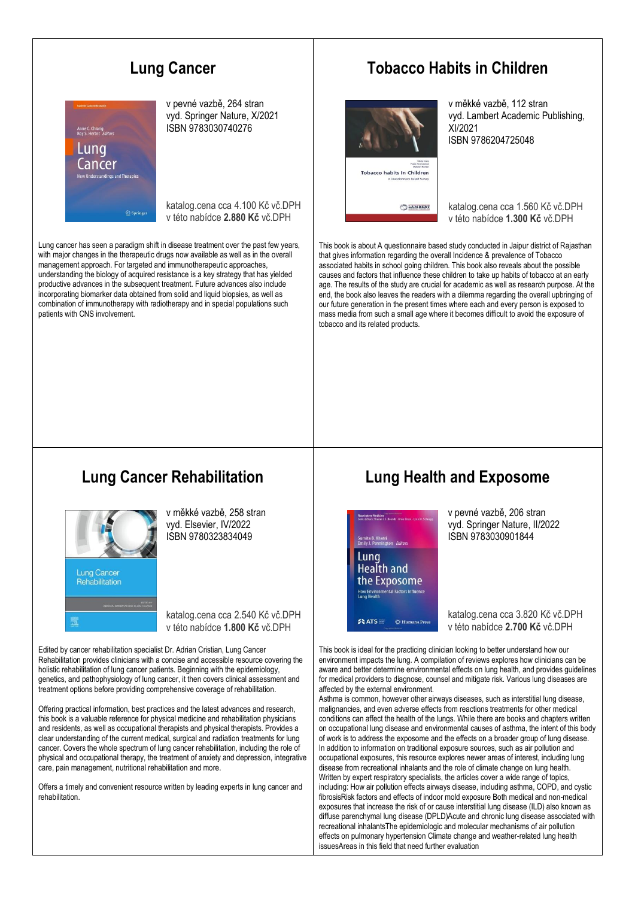## Lung Cancer

v pevné vazbě, 264 stran
vyd. Springer Nature, X/2021
ISBN 9783030740276

katalog.cena cca 4.100 Kč vč.DPH
v této nabídce **2.880 Kč** vč.DPH

Lung cancer has seen a paradigm shift in disease treatment over the past few years, with major changes in the therapeutic drugs now available as well as in the overall management approach. For targeted and immunotherapeutic approaches, understanding the biology of acquired resistance is a key strategy that has yielded productive advances in the subsequent treatment. Future advances also include incorporating biomarker data obtained from solid and liquid biopsies, as well as combination of immunotherapy with radiotherapy and in special populations such patients with CNS involvement.

## Tobacco Habits in Children

v měkké vazbě, 112 stran
vyd. Lambert Academic Publishing, XI/2021
ISBN 9786204725048

katalog.cena cca 1.560 Kč vč.DPH
v této nabídce **1.300 Kč** vč.DPH

This book is about A questionnaire based study conducted in Jaipur district of Rajasthan that gives information regarding the overall Incidence & prevalence of Tobacco associated habits in school going children. This book also reveals about the possible causes and factors that influence these children to take up habits of tobacco at an early age. The results of the study are crucial for academic as well as research purpose. At the end, the book also leaves the readers with a dilemma regarding the overall upbringing of our future generation in the present times where each and every person is exposed to mass media from such a small age where it becomes difficult to avoid the exposure of tobacco and its related products.

## Lung Cancer Rehabilitation

v měkké vazbě, 258 stran
vyd. Elsevier, IV/2022
ISBN 9780323834049

katalog.cena cca 2.540 Kč vč.DPH
v této nabídce **1.800 Kč** vč.DPH

Edited by cancer rehabilitation specialist Dr. Adrian Cristian, Lung Cancer Rehabilitation provides clinicians with a concise and accessible resource covering the holistic rehabilitation of lung cancer patients. Beginning with the epidemiology, genetics, and pathophysiology of lung cancer, it then covers clinical assessment and treatment options before providing comprehensive coverage of rehabilitation.

Offering practical information, best practices and the latest advances and research, this book is a valuable reference for physical medicine and rehabilitation physicians and residents, as well as occupational therapists and physical therapists. Provides a clear understanding of the current medical, surgical and radiation treatments for lung cancer. Covers the whole spectrum of lung cancer rehabilitation, including the role of physical and occupational therapy, the treatment of anxiety and depression, integrative care, pain management, nutritional rehabilitation and more.

Offers a timely and convenient resource written by leading experts in lung cancer and rehabilitation.

## Lung Health and Exposome

v pevné vazbě, 206 stran
vyd. Springer Nature, II/2022
ISBN 9783030901844

katalog.cena cca 3.820 Kč vč.DPH
v této nabídce **2.700 Kč** vč.DPH

This book is ideal for the practicing clinician looking to better understand how our environment impacts the lung. A compilation of reviews explores how clinicians can be aware and better determine environmental effects on lung health, and provides guidelines for medical providers to diagnose, counsel and mitigate risk. Various lung diseases are affected by the external environment.
Asthma is common, however other airways diseases, such as interstitial lung disease, malignancies, and even adverse effects from reactions treatments for other medical conditions can affect the health of the lungs. While there are books and chapters written on occupational lung disease and environmental causes of asthma, the intent of this body of work is to address the exposome and the effects on a broader group of lung disease. In addition to information on traditional exposure sources, such as air pollution and occupational exposures, this resource explores newer areas of interest, including lung disease from recreational inhalants and the role of climate change on lung health.
Written by expert respiratory specialists, the articles cover a wide range of topics, including: How air pollution effects airways disease, including asthma, COPD, and cystic fibrosisRisk factors and effects of indoor mold exposure Both medical and non-medical exposures that increase the risk of or cause interstitial lung disease (ILD) also known as diffuse parenchymal lung disease (DPLD)Acute and chronic lung disease associated with recreational inhalantsThe epidemiologic and molecular mechanisms of air pollution effects on pulmonary hypertension Climate change and weather-related lung health issuesAreas in this field that need further evaluation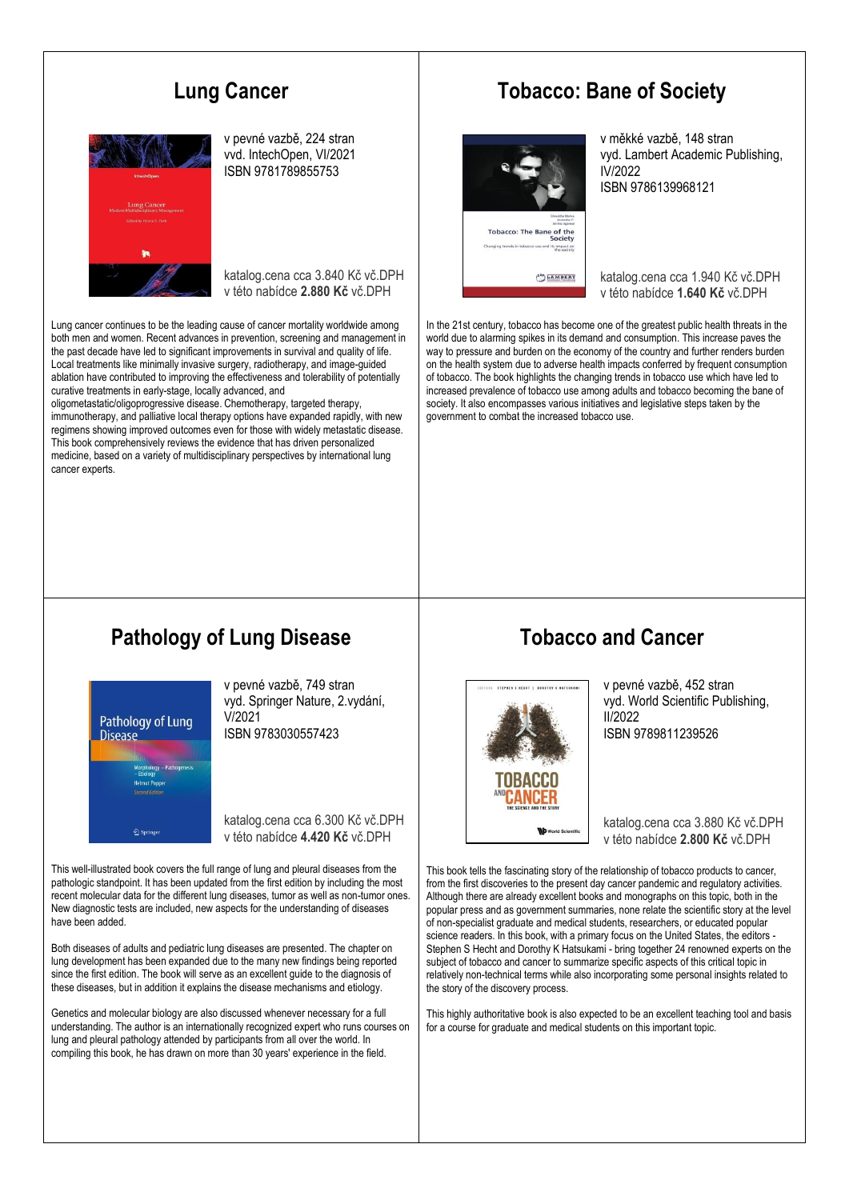## Lung Cancer

v pevné vazbě, 224 stran
vvd. IntechOpen, VI/2021
ISBN 9781789855753

katalog.cena cca 3.840 Kč vč.DPH
v této nabídce **2.880 Kč** vč.DPH

Lung cancer continues to be the leading cause of cancer mortality worldwide among both men and women. Recent advances in prevention, screening and management in the past decade have led to significant improvements in survival and quality of life. Local treatments like minimally invasive surgery, radiotherapy, and image-guided ablation have contributed to improving the effectiveness and tolerability of potentially curative treatments in early-stage, locally advanced, and oligometastatic/oligoprogressive disease. Chemotherapy, targeted therapy, immunotherapy, and palliative local therapy options have expanded rapidly, with new regimens showing improved outcomes even for those with widely metastatic disease. This book comprehensively reviews the evidence that has driven personalized medicine, based on a variety of multidisciplinary perspectives by international lung cancer experts.

## Tobacco: Bane of Society

v měkké vazbě, 148 stran
vyd. Lambert Academic Publishing, IV/2022
ISBN 9786139968121

katalog.cena cca 1.940 Kč vč.DPH
v této nabídce **1.640 Kč** vč.DPH

In the 21st century, tobacco has become one of the greatest public health threats in the world due to alarming spikes in its demand and consumption. This increase paves the way to pressure and burden on the economy of the country and further renders burden on the health system due to adverse health impacts conferred by frequent consumption of tobacco. The book highlights the changing trends in tobacco use which have led to increased prevalence of tobacco use among adults and tobacco becoming the bane of society. It also encompasses various initiatives and legislative steps taken by the government to combat the increased tobacco use.

## Pathology of Lung Disease

v pevné vazbě, 749 stran
vyd. Springer Nature, 2.vydání, V/2021
ISBN 9783030557423

katalog.cena cca 6.300 Kč vč.DPH
v této nabídce **4.420 Kč** vč.DPH

This well-illustrated book covers the full range of lung and pleural diseases from the pathologic standpoint. It has been updated from the first edition by including the most recent molecular data for the different lung diseases, tumor as well as non-tumor ones. New diagnostic tests are included, new aspects for the understanding of diseases have been added.

Both diseases of adults and pediatric lung diseases are presented. The chapter on lung development has been expanded due to the many new findings being reported since the first edition. The book will serve as an excellent guide to the diagnosis of these diseases, but in addition it explains the disease mechanisms and etiology.

Genetics and molecular biology are also discussed whenever necessary for a full understanding. The author is an internationally recognized expert who runs courses on lung and pleural pathology attended by participants from all over the world. In compiling this book, he has drawn on more than 30 years' experience in the field.

## Tobacco and Cancer

v pevné vazbě, 452 stran
vyd. World Scientific Publishing, II/2022
ISBN 9789811239526

katalog.cena cca 3.880 Kč vč.DPH
v této nabídce **2.800 Kč** vč.DPH

This book tells the fascinating story of the relationship of tobacco products to cancer, from the first discoveries to the present day cancer pandemic and regulatory activities. Although there are already excellent books and monographs on this topic, both in the popular press and as government summaries, none relate the scientific story at the level of non-specialist graduate and medical students, researchers, or educated popular science readers. In this book, with a primary focus on the United States, the editors - Stephen S Hecht and Dorothy K Hatsukami - bring together 24 renowned experts on the subject of tobacco and cancer to summarize specific aspects of this critical topic in relatively non-technical terms while also incorporating some personal insights related to the story of the discovery process.

This highly authoritative book is also expected to be an excellent teaching tool and basis for a course for graduate and medical students on this important topic.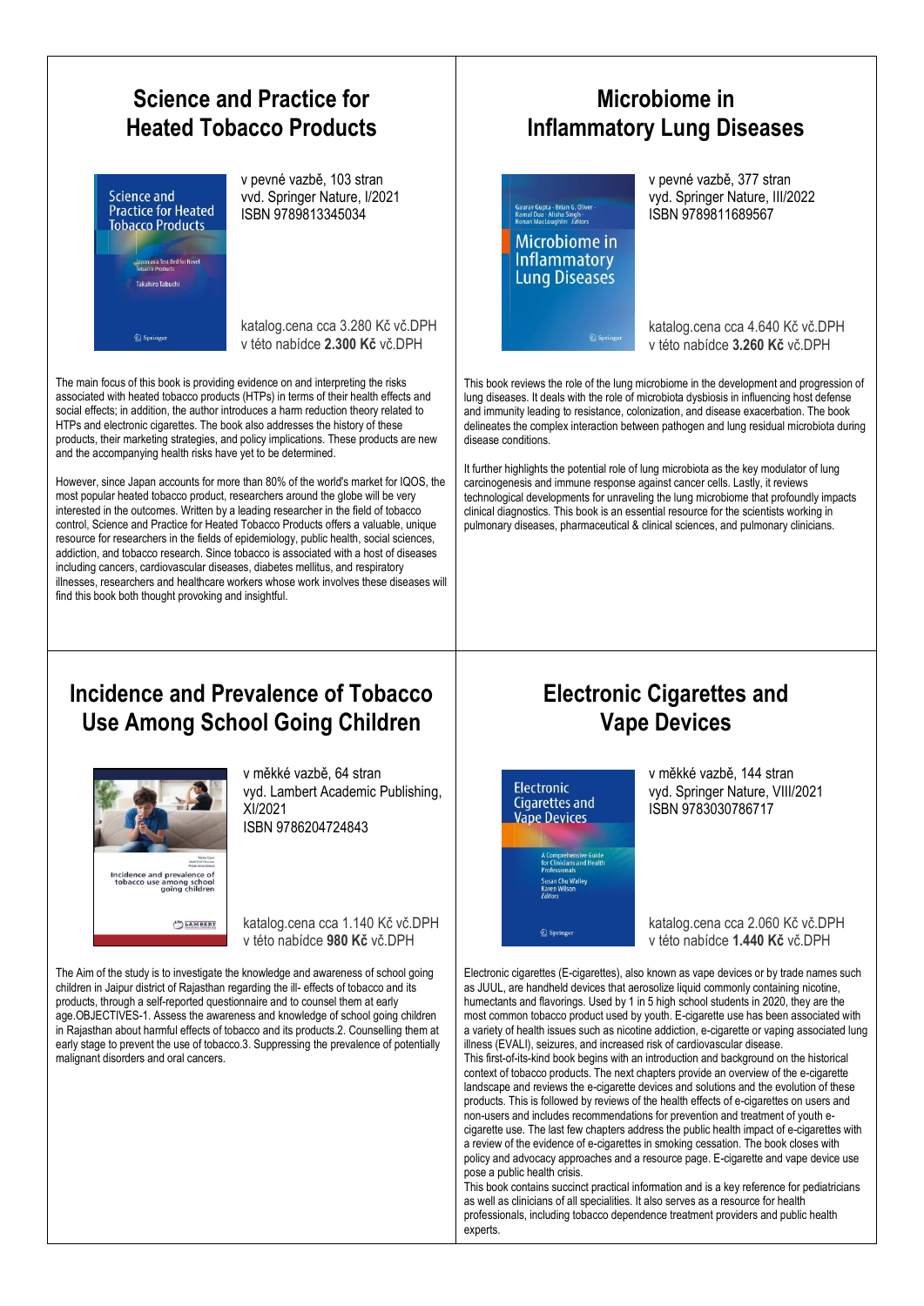## Science and Practice for Heated Tobacco Products

v pevné vazbě, 103 stran
vvd. Springer Nature, I/2021
ISBN 9789813345034

katalog.cena cca 3.280 Kč vč.DPH
v této nabídce **2.300 Kč** vč.DPH

The main focus of this book is providing evidence on and interpreting the risks associated with heated tobacco products (HTPs) in terms of their health effects and social effects; in addition, the author introduces a harm reduction theory related to HTPs and electronic cigarettes. The book also addresses the history of these products, their marketing strategies, and policy implications. These products are new and the accompanying health risks have yet to be determined.

However, since Japan accounts for more than 80% of the world's market for IQOS, the most popular heated tobacco product, researchers around the globe will be very interested in the outcomes. Written by a leading researcher in the field of tobacco control, Science and Practice for Heated Tobacco Products offers a valuable, unique resource for researchers in the fields of epidemiology, public health, social sciences, addiction, and tobacco research. Since tobacco is associated with a host of diseases including cancers, cardiovascular diseases, diabetes mellitus, and respiratory illnesses, researchers and healthcare workers whose work involves these diseases will find this book both thought provoking and insightful.

## Microbiome in Inflammatory Lung Diseases

v pevné vazbě, 377 stran
vyd. Springer Nature, III/2022
ISBN 9789811689567

katalog.cena cca 4.640 Kč vč.DPH
v této nabídce **3.260 Kč** vč.DPH

This book reviews the role of the lung microbiome in the development and progression of lung diseases. It deals with the role of microbiota dysbiosis in influencing host defense and immunity leading to resistance, colonization, and disease exacerbation. The book delineates the complex interaction between pathogen and lung residual microbiota during disease conditions.

It further highlights the potential role of lung microbiota as the key modulator of lung carcinogenesis and immune response against cancer cells. Lastly, it reviews technological developments for unraveling the lung microbiome that profoundly impacts clinical diagnostics. This book is an essential resource for the scientists working in pulmonary diseases, pharmaceutical & clinical sciences, and pulmonary clinicians.

## Incidence and Prevalence of Tobacco Use Among School Going Children

v měkké vazbě, 64 stran
vyd. Lambert Academic Publishing, XI/2021
ISBN 9786204724843

katalog.cena cca 1.140 Kč vč.DPH
v této nabídce **980 Kč** vč.DPH

The Aim of the study is to investigate the knowledge and awareness of school going children in Jaipur district of Rajasthan regarding the ill- effects of tobacco and its products, through a self-reported questionnaire and to counsel them at early age.OBJECTIVES-1. Assess the awareness and knowledge of school going children in Rajasthan about harmful effects of tobacco and its products.2. Counselling them at early stage to prevent the use of tobacco.3. Suppressing the prevalence of potentially malignant disorders and oral cancers.

## Electronic Cigarettes and Vape Devices

v měkké vazbě, 144 stran
vyd. Springer Nature, VIII/2021
ISBN 9783030786717

katalog.cena cca 2.060 Kč vč.DPH
v této nabídce **1.440 Kč** vč.DPH

Electronic cigarettes (E-cigarettes), also known as vape devices or by trade names such as JUUL, are handheld devices that aerosolize liquid commonly containing nicotine, humectants and flavorings. Used by 1 in 5 high school students in 2020, they are the most common tobacco product used by youth. E-cigarette use has been associated with a variety of health issues such as nicotine addiction, e-cigarette or vaping associated lung illness (EVALI), seizures, and increased risk of cardiovascular disease.
This first-of-its-kind book begins with an introduction and background on the historical context of tobacco products. The next chapters provide an overview of the e-cigarette landscape and reviews the e-cigarette devices and solutions and the evolution of these products. This is followed by reviews of the health effects of e-cigarettes on users and non-users and includes recommendations for prevention and treatment of youth e-cigarette use. The last few chapters address the public health impact of e-cigarettes with a review of the evidence of e-cigarettes in smoking cessation. The book closes with policy and advocacy approaches and a resource page. E-cigarette and vape device use pose a public health crisis.
This book contains succinct practical information and is a key reference for pediatricians as well as clinicians of all specialities. It also serves as a resource for health professionals, including tobacco dependence treatment providers and public health experts.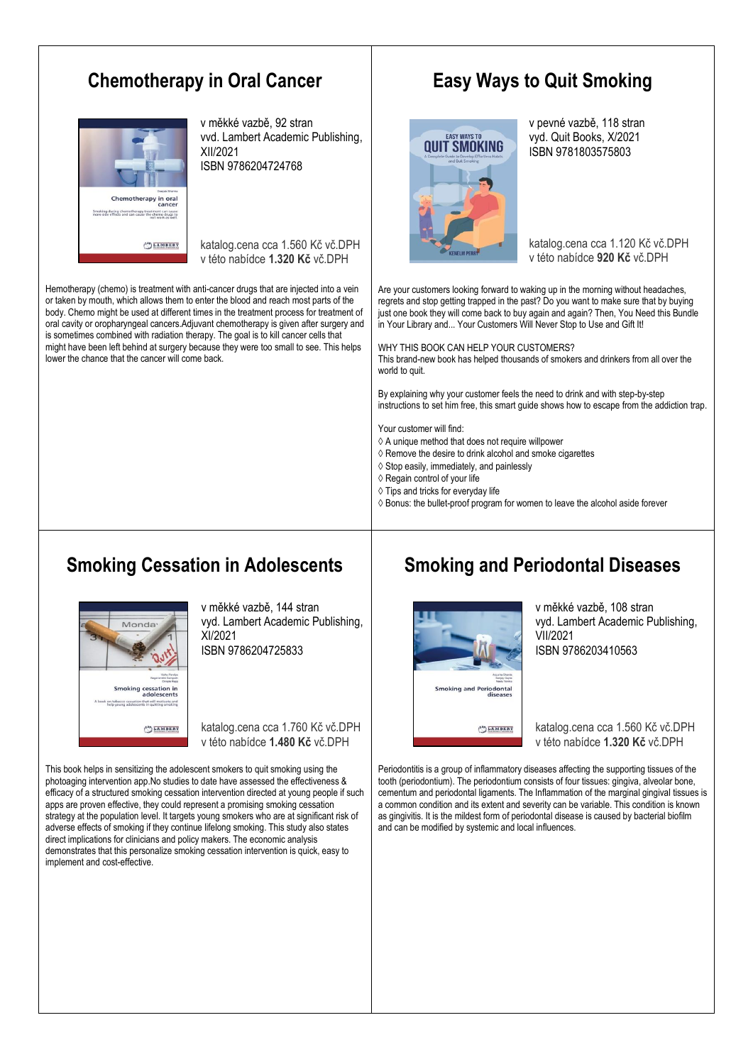## Chemotherapy in Oral Cancer

v měkké vazbě, 92 stran
vvd. Lambert Academic Publishing, XII/2021
ISBN 9786204724768

katalog.cena cca 1.560 Kč vč.DPH
v této nabídce **1.320 Kč** vč.DPH

Hemotherapy (chemo) is treatment with anti-cancer drugs that are injected into a vein or taken by mouth, which allows them to enter the blood and reach most parts of the body. Chemo might be used at different times in the treatment process for treatment of oral cavity or oropharyngeal cancers.Adjuvant chemotherapy is given after surgery and is sometimes combined with radiation therapy. The goal is to kill cancer cells that might have been left behind at surgery because they were too small to see. This helps lower the chance that the cancer will come back.

## Easy Ways to Quit Smoking

v pevné vazbě, 118 stran
vyd. Quit Books, X/2021
ISBN 9781803575803

katalog.cena cca 1.120 Kč vč.DPH
v této nabídce **920 Kč** vč.DPH

Are your customers looking forward to waking up in the morning without headaches, regrets and stop getting trapped in the past? Do you want to make sure that by buying just one book they will come back to buy again and again? Then, You Need this Bundle in Your Library and... Your Customers Will Never Stop to Use and Gift It!

WHY THIS BOOK CAN HELP YOUR CUSTOMERS?
This brand-new book has helped thousands of smokers and drinkers from all over the world to quit.

By explaining why your customer feels the need to drink and with step-by-step instructions to set him free, this smart guide shows how to escape from the addiction trap.

Your customer will find:
◊ A unique method that does not require willpower
◊ Remove the desire to drink alcohol and smoke cigarettes
◊ Stop easily, immediately, and painlessly
◊ Regain control of your life
◊ Tips and tricks for everyday life
◊ Bonus: the bullet-proof program for women to leave the alcohol aside forever

## Smoking Cessation in Adolescents

v měkké vazbě, 144 stran
vyd. Lambert Academic Publishing, XI/2021
ISBN 9786204725833

katalog.cena cca 1.760 Kč vč.DPH
v této nabídce **1.480 Kč** vč.DPH

This book helps in sensitizing the adolescent smokers to quit smoking using the photoaging intervention app.No studies to date have assessed the effectiveness & efficacy of a structured smoking cessation intervention directed at young people if such apps are proven effective, they could represent a promising smoking cessation strategy at the population level. It targets young smokers who are at significant risk of adverse effects of smoking if they continue lifelong smoking. This study also states direct implications for clinicians and policy makers. The economic analysis demonstrates that this personalize smoking cessation intervention is quick, easy to implement and cost-effective.

## Smoking and Periodontal Diseases

v měkké vazbě, 108 stran
vyd. Lambert Academic Publishing, VII/2021
ISBN 9786203410563

katalog.cena cca 1.560 Kč vč.DPH
v této nabídce **1.320 Kč** vč.DPH

Periodontitis is a group of inflammatory diseases affecting the supporting tissues of the tooth (periodontium). The periodontium consists of four tissues: gingiva, alveolar bone, cementum and periodontal ligaments. The Inflammation of the marginal gingival tissues is a common condition and its extent and severity can be variable. This condition is known as gingivitis. It is the mildest form of periodontal disease is caused by bacterial biofilm and can be modified by systemic and local influences.